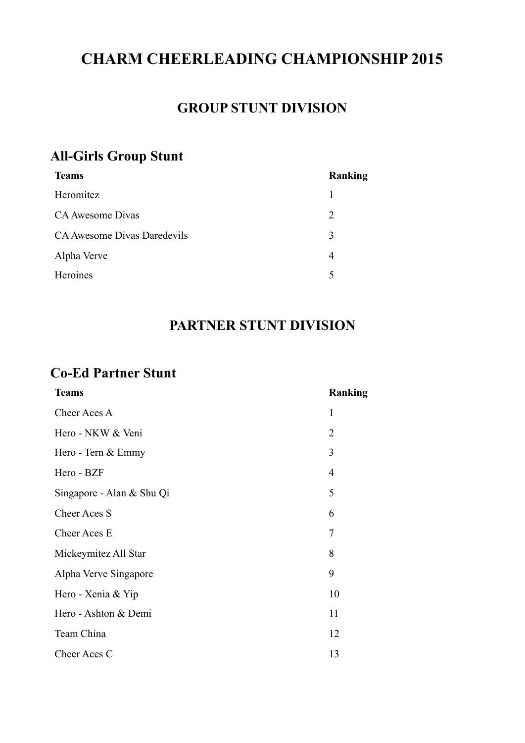# CHARM CHEERLEADING CHAMPIONSHIP 2015

## GROUP STUNT DIVISION

### All-Girls Group Stunt

| Teams | Ranking |
|---|---|
| Heromitez | 1 |
| CA Awesome Divas | 2 |
| CA Awesome Divas Daredevils | 3 |
| Alpha Verve | 4 |
| Heroines | 5 |

## PARTNER STUNT DIVISION

### Co-Ed Partner Stunt

| Teams | Ranking |
|---|---|
| Cheer Aces A | 1 |
| Hero - NKW & Veni | 2 |
| Hero - Tern & Emmy | 3 |
| Hero - BZF | 4 |
| Singapore - Alan & Shu Qi | 5 |
| Cheer Aces S | 6 |
| Cheer Aces E | 7 |
| Mickeymitez All Star | 8 |
| Alpha Verve Singapore | 9 |
| Hero - Xenia & Yip | 10 |
| Hero - Ashton & Demi | 11 |
| Team China | 12 |
| Cheer Aces C | 13 |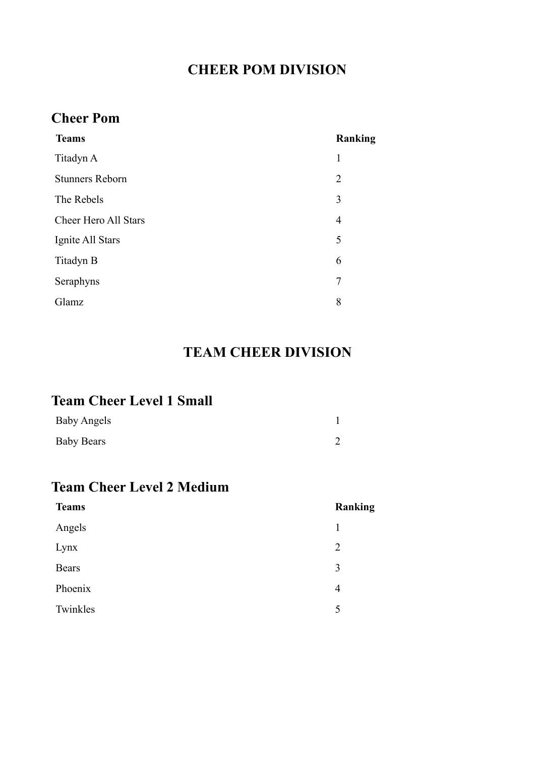# CHEER POM DIVISION

## Cheer Pom

| Teams | Ranking |
| --- | --- |
| Titadyn A | 1 |
| Stunners Reborn | 2 |
| The Rebels | 3 |
| Cheer Hero All Stars | 4 |
| Ignite All Stars | 5 |
| Titadyn B | 6 |
| Seraphyns | 7 |
| Glamz | 8 |

# TEAM CHEER DIVISION

## Team Cheer Level 1 Small

| | |
| --- | --- |
| Baby Angels | 1 |
| Baby Bears | 2 |

## Team Cheer Level 2 Medium

| Teams | Ranking |
| --- | --- |
| Angels | 1 |
| Lynx | 2 |
| Bears | 3 |
| Phoenix | 4 |
| Twinkles | 5 |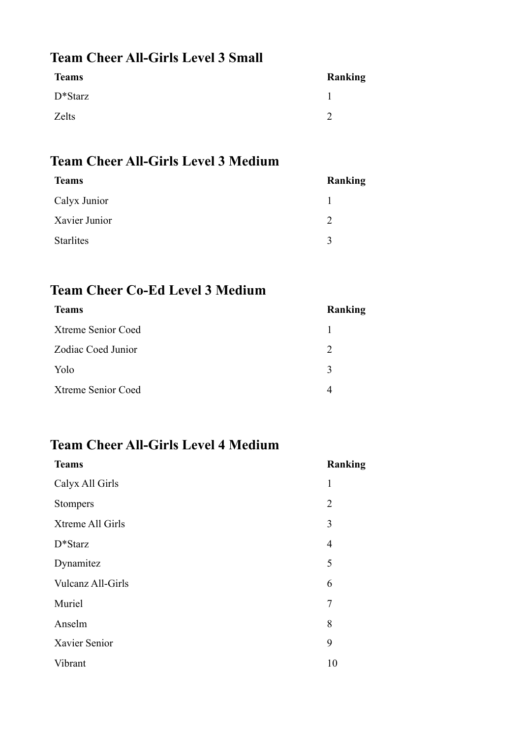## Team Cheer All-Girls Level 3 Small

| Teams | Ranking |
| --- | --- |
| D*Starz | 1 |
| Zelts | 2 |

## Team Cheer All-Girls Level 3 Medium

| Teams | Ranking |
| --- | --- |
| Calyx Junior | 1 |
| Xavier Junior | 2 |
| Starlites | 3 |

## Team Cheer Co-Ed Level 3 Medium

| Teams | Ranking |
| --- | --- |
| Xtreme Senior Coed | 1 |
| Zodiac Coed Junior | 2 |
| Yolo | 3 |
| Xtreme Senior Coed | 4 |

## Team Cheer All-Girls Level 4 Medium

| Teams | Ranking |
| --- | --- |
| Calyx All Girls | 1 |
| Stompers | 2 |
| Xtreme All Girls | 3 |
| D*Starz | 4 |
| Dynamitez | 5 |
| Vulcanz All-Girls | 6 |
| Muriel | 7 |
| Anselm | 8 |
| Xavier Senior | 9 |
| Vibrant | 10 |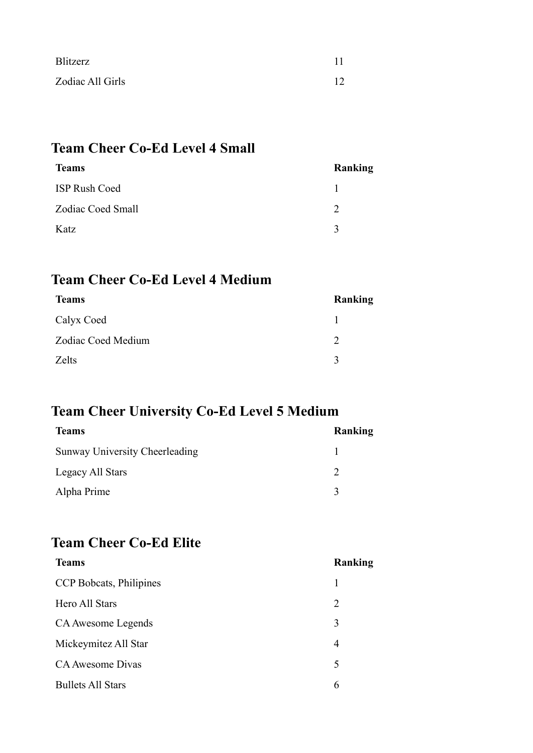| | |
|---|---|
| Blitzerz | 11 |
| Zodiac All Girls | 12 |

## Team Cheer Co-Ed Level 4 Small

| Teams | Ranking |
|---|---|
| ISP Rush Coed | 1 |
| Zodiac Coed Small | 2 |
| Katz | 3 |

## Team Cheer Co-Ed Level 4 Medium

| Teams | Ranking |
|---|---|
| Calyx Coed | 1 |
| Zodiac Coed Medium | 2 |
| Zelts | 3 |

## Team Cheer University Co-Ed Level 5 Medium

| Teams | Ranking |
|---|---|
| Sunway University Cheerleading | 1 |
| Legacy All Stars | 2 |
| Alpha Prime | 3 |

## Team Cheer Co-Ed Elite

| Teams | Ranking |
|---|---|
| CCP Bobcats, Philipines | 1 |
| Hero All Stars | 2 |
| CA Awesome Legends | 3 |
| Mickeymitez All Star | 4 |
| CA Awesome Divas | 5 |
| Bullets All Stars | 6 |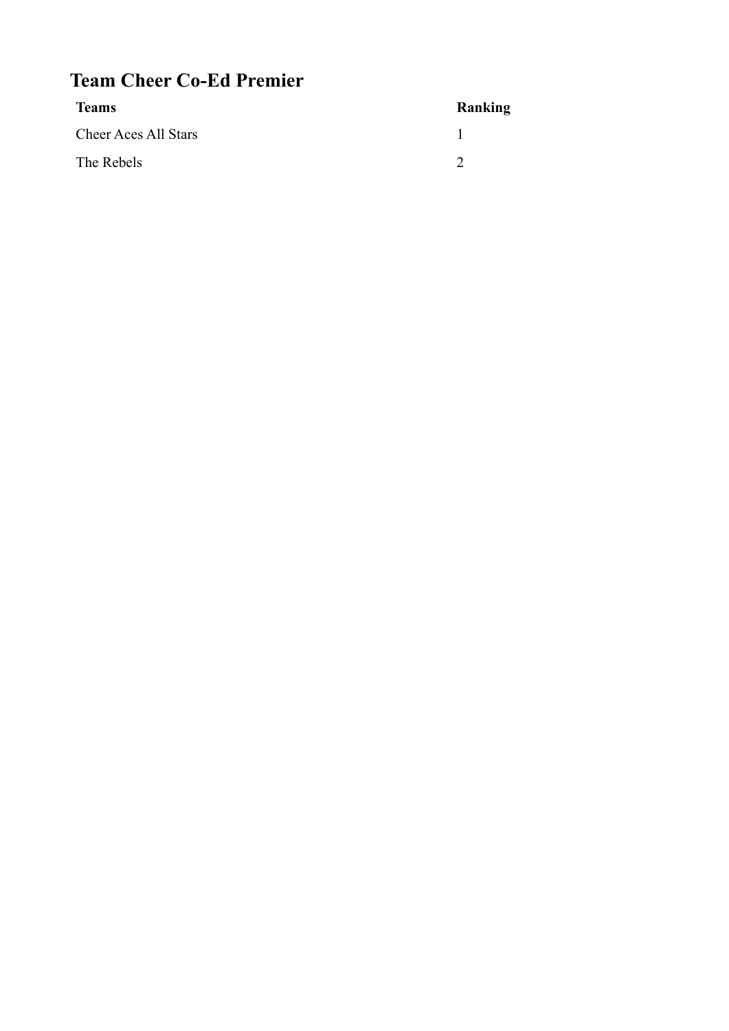## Team Cheer Co-Ed Premier

| Teams | Ranking |
| --- | --- |
| Cheer Aces All Stars | 1 |
| The Rebels | 2 |